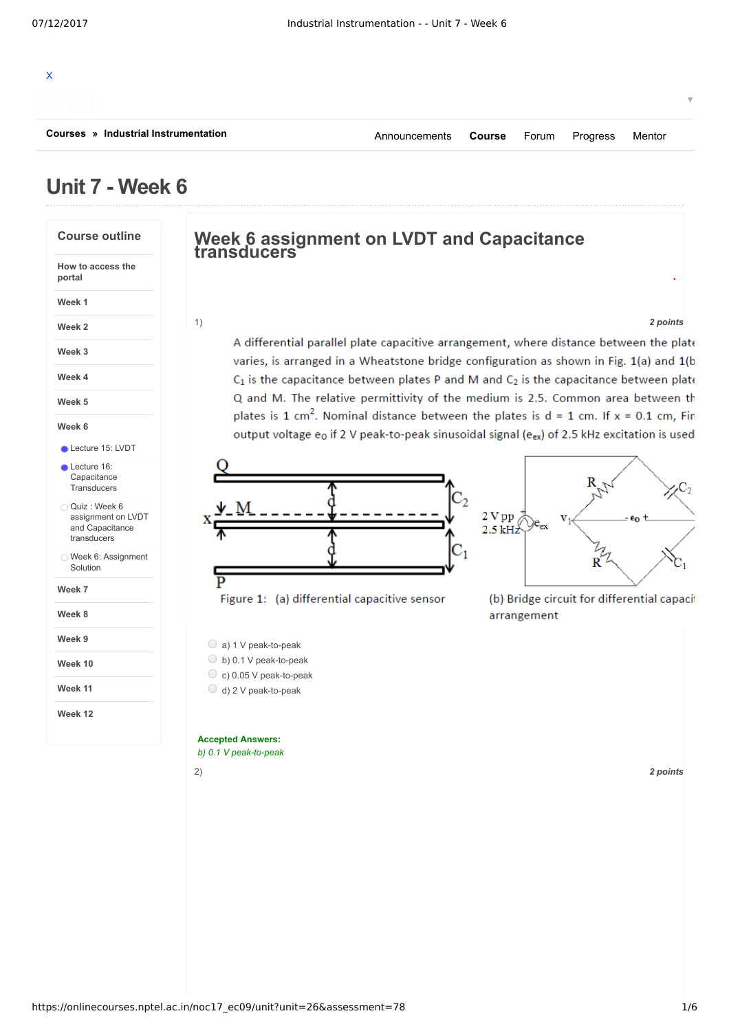X

Courses » Industrial Instrumentation

Announcements **Course** Forum Progress Mentor

# Unit 7 - Week 6

## Course outline

- How to access the portal
- Week 1
- Week 2
- Week 3
- Week 4
- Week 5
- Week 6
  - Lecture 15: LVDT
  - Lecture 16: Capacitance Transducers
  - Quiz : Week 6 assignment on LVDT and Capacitance transducers
  - Week 6: Assignment Solution
- Week 7
- Week 8
- Week 9
- Week 10
- Week 11
- Week 12

## Week 6 assignment on LVDT and Capacitance transducers

1) ***2 points***

A differential parallel plate capacitive arrangement, where distance between the plate varies, is arranged in a Wheatstone bridge configuration as shown in Fig. 1(a) and 1(b $C_1$ is the capacitance between plates P and M and $C_2$ is the capacitance between plate Q and M. The relative permittivity of the medium is 2.5. Common area between th plates is 1 $cm^2$. Nominal distance between the plates is d = 1 cm. If x = 0.1 cm, Fin output voltage $e_O$ if 2 V peak-to-peak sinusoidal signal ($e_{ex}$) of 2.5 kHz excitation is used

Figure 1: (a) differential capacitive sensor (b) Bridge circuit for differential capaci arrangement

- a) 1 V peak-to-peak
- b) 0.1 V peak-to-peak
- c) 0.05 V peak-to-peak
- d) 2 V peak-to-peak

**Accepted Answers:**
*b) 0.1 V peak-to-peak*

2) ***2 points***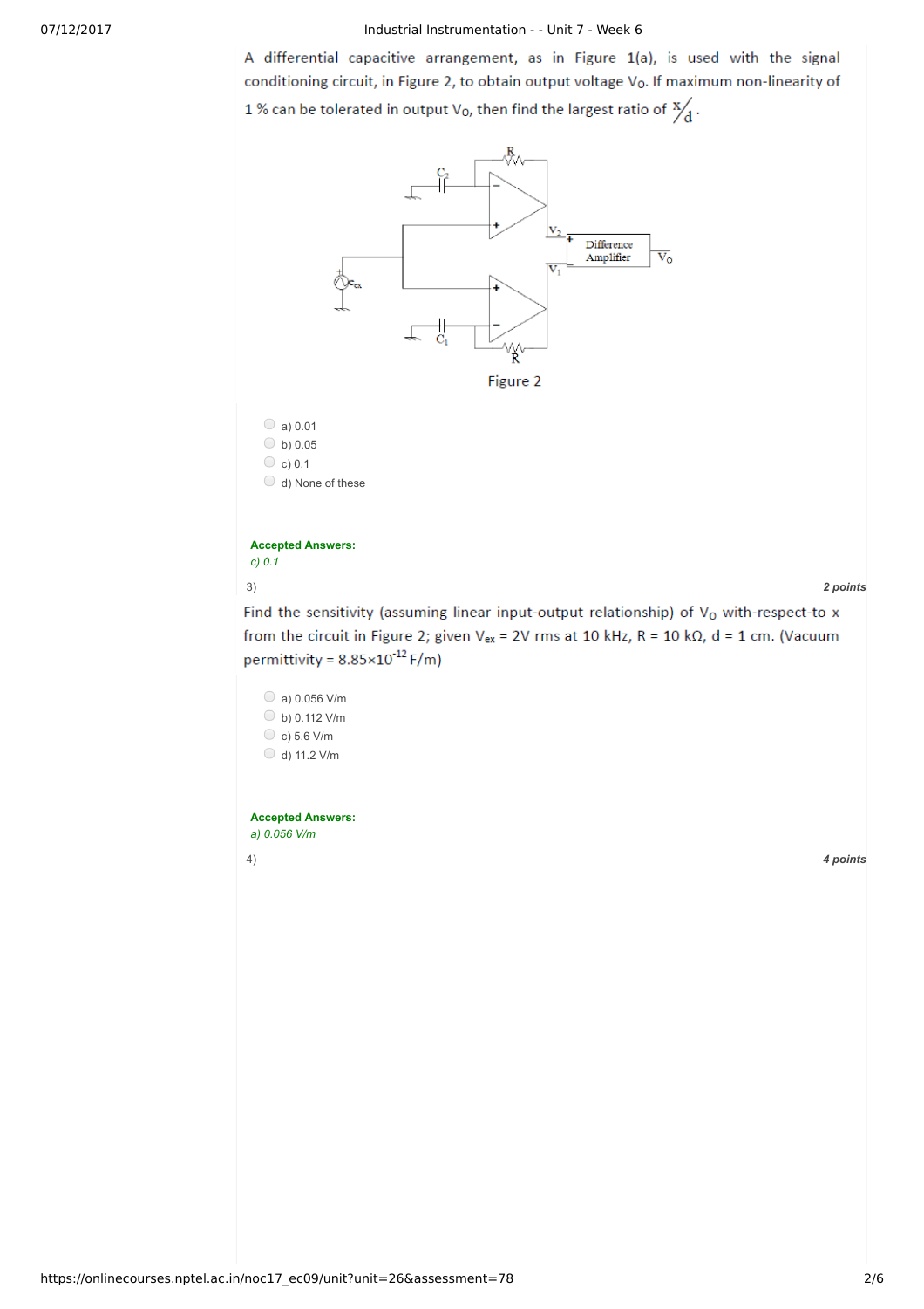A differential capacitive arrangement, as in Figure 1(a), is used with the signal conditioning circuit, in Figure 2, to obtain output voltage $V_O$. If maximum non-linearity of 1 % can be tolerated in output $V_O$, then find the largest ratio of $x/d$.

Figure 2

a) 0.01

b) 0.05

c) 0.1

d) None of these

**Accepted Answers:**

*c) 0.1*

3) **2 points**

Find the sensitivity (assuming linear input-output relationship) of $V_O$ with-respect-to x from the circuit in Figure 2; given $V_{ex}$ = 2V rms at 10 kHz, R = 10 kΩ, d = 1 cm. (Vacuum permittivity = $8.85 \times 10^{-12}$ F/m)

a) 0.056 V/m

b) 0.112 V/m

c) 5.6 V/m

d) 11.2 V/m

**Accepted Answers:**

*a) 0.056 V/m*

4) **4 points**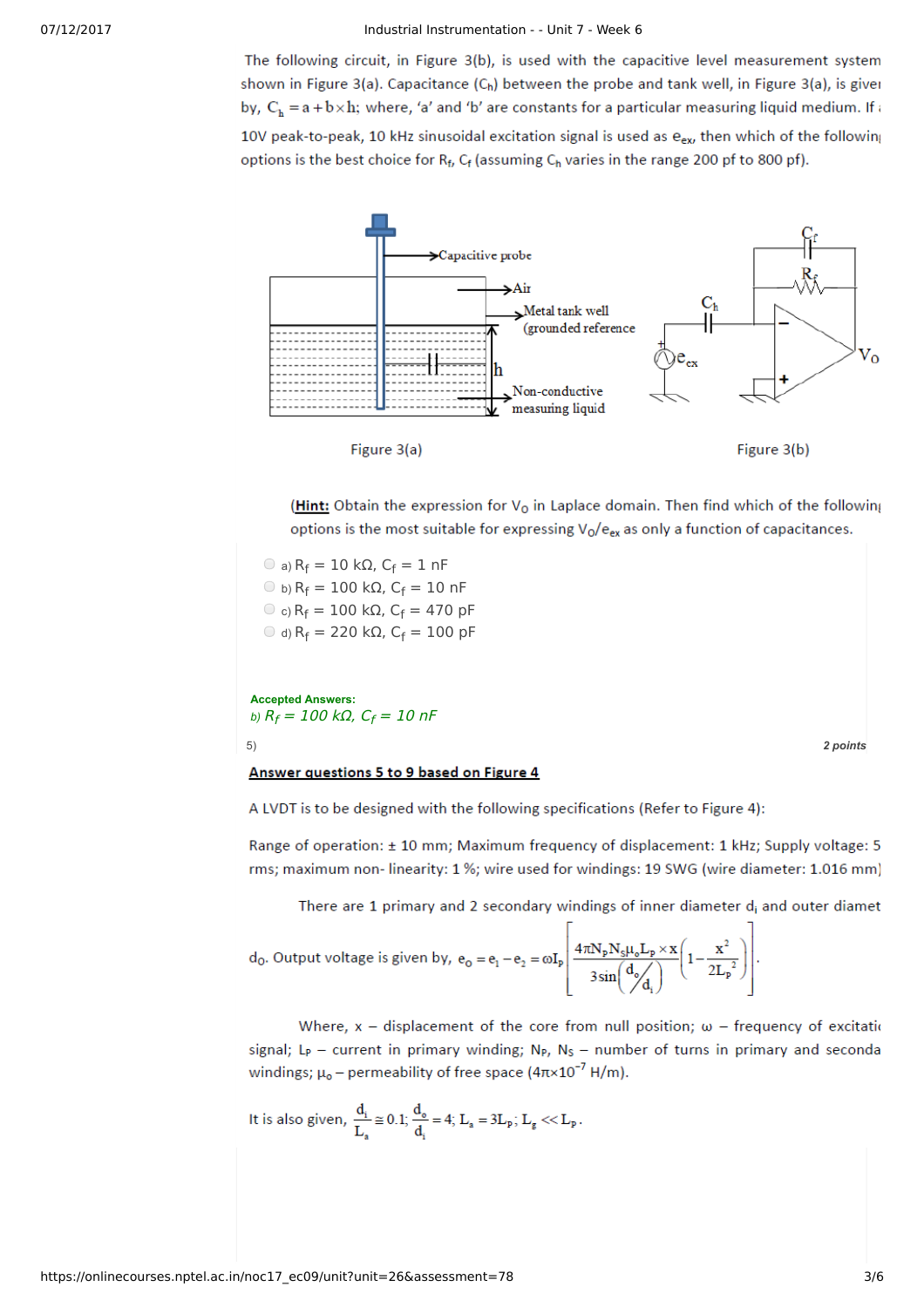The following circuit, in Figure 3(b), is used with the capacitive level measurement system shown in Figure 3(a). Capacitance ($C_h$) between the probe and tank well, in Figure 3(a), is given by, $C_h = a + b \times h$; where, 'a' and 'b' are constants for a particular measuring liquid medium. If a 10V peak-to-peak, 10 kHz sinusoidal excitation signal is used as $e_{ex}$, then which of the following options is the best choice for $R_f$, $C_f$ (assuming $C_h$ varies in the range 200 pf to 800 pf).

Capacitive probe

Air

Metal tank well (grounded reference

h

Non-conductive measuring liquid

$C_f$

$R_f$

$C_h$

$e_{ex}$

$V_O$

Figure 3(a) Figure 3(b)

(**Hint:** Obtain the expression for $V_O$ in Laplace domain. Then find which of the following options is the most suitable for expressing $V_O/e_{ex}$ as only a function of capacitances.

- a) $R_f$ = 10 kΩ, $C_f$ = 1 nF
- b) $R_f$ = 100 kΩ, $C_f$ = 10 nF
- c) $R_f$ = 100 kΩ, $C_f$ = 470 pF
- d) $R_f$ = 220 kΩ, $C_f$ = 100 pF

**Accepted Answers:**
*b) $R_f$ = 100 kΩ, $C_f$ = 10 nF*

5) **2 points**

**Answer questions 5 to 9 based on Figure 4**

A LVDT is to be designed with the following specifications (Refer to Figure 4):

Range of operation: ± 10 mm; Maximum frequency of displacement: 1 kHz; Supply voltage: 5 rms; maximum non- linearity: 1 %; wire used for windings: 19 SWG (wire diameter: 1.016 mm)

There are 1 primary and 2 secondary windings of inner diameter $d_i$ and outer diameter $d_O$. Output voltage is given by, $e_O = e_1 - e_2 = \omega I_P \left[ \dfrac{4\pi N_P N_S \mu_o L_P \times x}{3\sin\left(\frac{d_o}{d_i}\right)} \left(1 - \dfrac{x^2}{2L_P^2}\right) \right]$.

Where, x – displacement of the core from null position; ω – frequency of excitation signal; $L_P$ – current in primary winding; $N_P$, $N_S$ – number of turns in primary and secondary windings; $\mu_o$ – permeability of free space ($4\pi \times 10^{-7}$ H/m).

It is also given, $\dfrac{d_i}{L_a} \cong 0.1$; $\dfrac{d_o}{d_i} = 4$; $L_a = 3L_P$; $L_g << L_P$.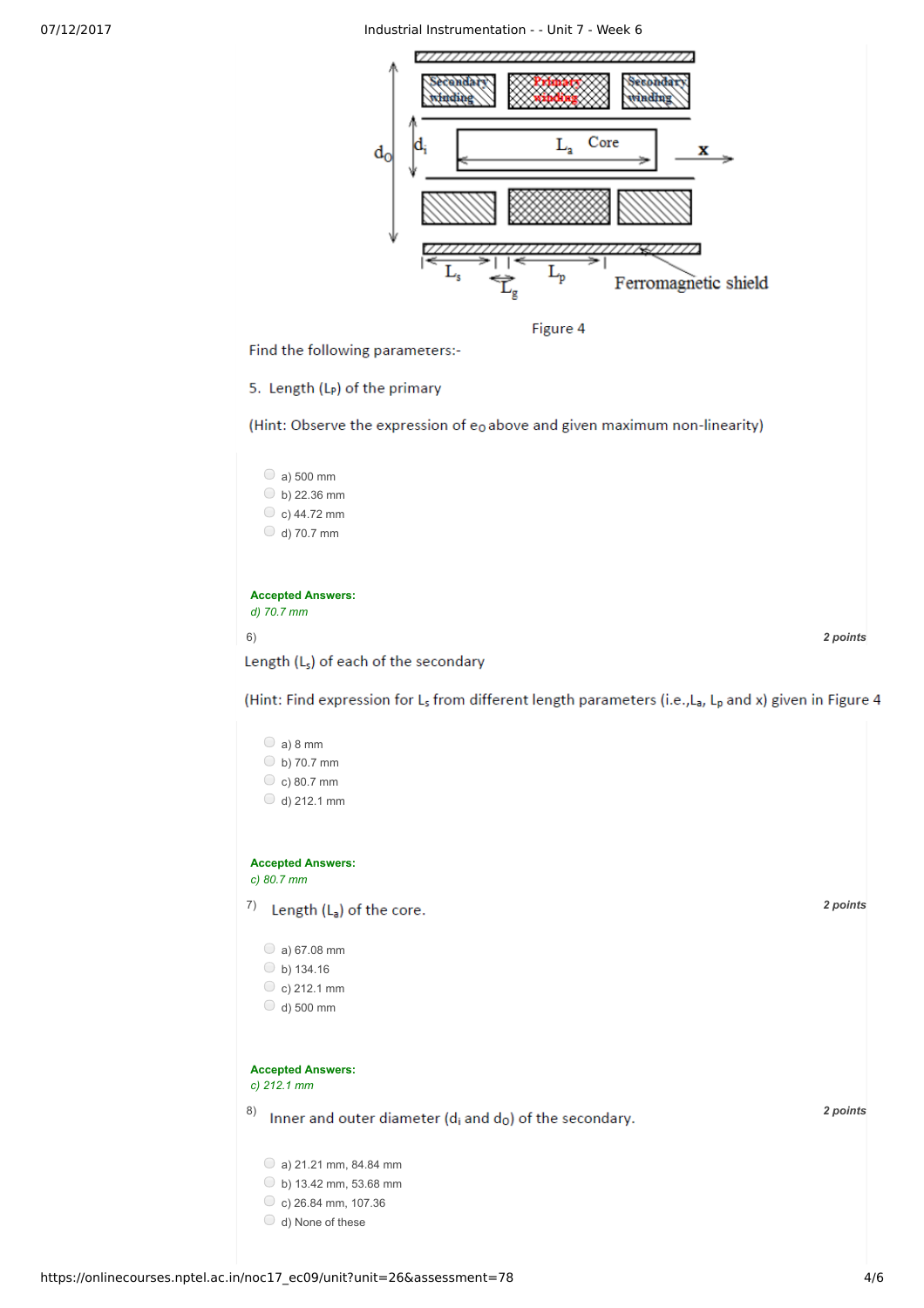Figure 4

Find the following parameters:-

5. Length ($L_P$) of the primary

(Hint: Observe the expression of $e_O$ above and given maximum non-linearity)

- a) 500 mm
- b) 22.36 mm
- c) 44.72 mm
- d) 70.7 mm

**Accepted Answers:**
*d) 70.7 mm*

6) **2 points**

Length ($L_s$) of each of the secondary

(Hint: Find expression for $L_s$ from different length parameters (i.e.,$L_a$, $L_p$ and x) given in Figure 4

- a) 8 mm
- b) 70.7 mm
- c) 80.7 mm
- d) 212.1 mm

**Accepted Answers:**
*c) 80.7 mm*

7) Length ($L_a$) of the core. **2 points**

- a) 67.08 mm
- b) 134.16
- c) 212.1 mm
- d) 500 mm

**Accepted Answers:**
*c) 212.1 mm*

8) Inner and outer diameter ($d_i$ and $d_O$) of the secondary. **2 points**

- a) 21.21 mm, 84.84 mm
- b) 13.42 mm, 53.68 mm
- c) 26.84 mm, 107.36
- d) None of these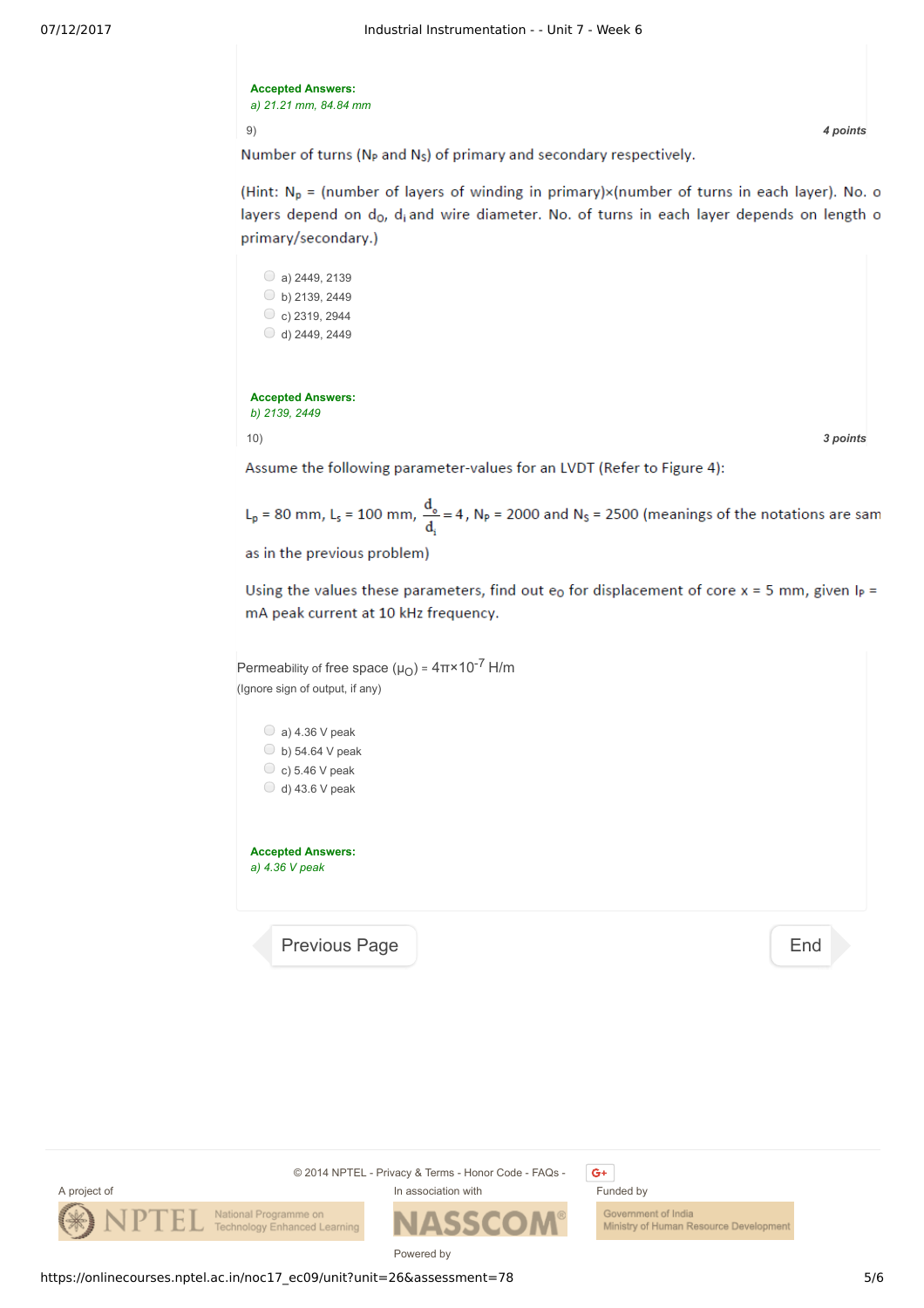**Accepted Answers:**
*a) 21.21 mm, 84.84 mm*

9) **4 points**

Number of turns ($N_P$ and $N_S$) of primary and secondary respectively.

(Hint: $N_p$ = (number of layers of winding in primary)×(number of turns in each layer). No. o layers depend on $d_O$, $d_i$ and wire diameter. No. of turns in each layer depends on length o primary/secondary.)

- a) 2449, 2139
- b) 2139, 2449
- c) 2319, 2944
- d) 2449, 2449

**Accepted Answers:**
*b) 2139, 2449*

10) **3 points**

Assume the following parameter-values for an LVDT (Refer to Figure 4):

$L_p$ = 80 mm, $L_s$ = 100 mm, $\frac{d_o}{d_i} = 4$, $N_P$ = 2000 and $N_S$ = 2500 (meanings of the notations are sam as in the previous problem)

Using the values these parameters, find out $e_O$ for displacement of core x = 5 mm, given $I_P$ = mA peak current at 10 kHz frequency.

Permeability of free space ($\mu_O$) = $4\pi\times10^{-7}$ H/m
(Ignore sign of output, if any)

- a) 4.36 V peak
- b) 54.64 V peak
- c) 5.46 V peak
- d) 43.6 V peak

**Accepted Answers:**
*a) 4.36 V peak*

Previous Page | End

© 2014 NPTEL - Privacy & Terms - Honor Code - FAQs -

A project of NPTEL National Programme on Technology Enhanced Learning

In association with NASSCOM

Funded by Government of India Ministry of Human Resource Development

Powered by